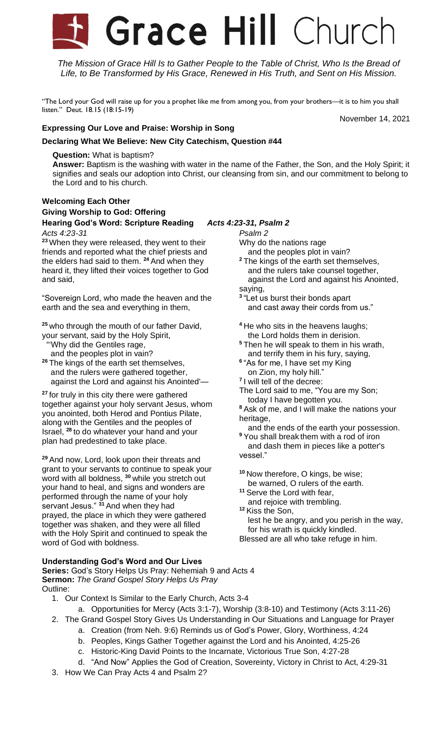# Grace Hill Church

*The Mission of Grace Hill Is to Gather People to the Table of Christ, Who Is the Bread of Life, to Be Transformed by His Grace, Renewed in His Truth, and Sent on His Mission.*

"The Lord your God will raise up for you a prophet like me from among you, from your brothers—it is to him you shall listen." Deut. 18.15 (18:15-19)

November 14, 2021

**Expressing Our Love and Praise: Worship in Song**

**Declaring What We Believe: New City Catechism, Question #44**

**Question:** What is baptism?
**Answer:** Baptism is the washing with water in the name of the Father, the Son, and the Holy Spirit; it signifies and seals our adoption into Christ, our cleansing from sin, and our commitment to belong to the Lord and to his church.

**Welcoming Each Other**
**Giving Worship to God: Offering**
**Hearing God's Word: Scripture Reading** *Acts 4:23-31, Psalm 2*

*Acts 4:23-31*

[23] When they were released, they went to their friends and reported what the chief priests and the elders had said to them. [24] And when they heard it, they lifted their voices together to God and said,

"Sovereign Lord, who made the heaven and the earth and the sea and everything in them,

[25] who through the mouth of our father David, your servant, said by the Holy Spirit,
"'Why did the Gentiles rage,
and the peoples plot in vain?
[26] The kings of the earth set themselves,
and the rulers were gathered together,
against the Lord and against his Anointed'—

[27] for truly in this city there were gathered together against your holy servant Jesus, whom you anointed, both Herod and Pontius Pilate, along with the Gentiles and the peoples of Israel, [28] to do whatever your hand and your plan had predestined to take place.

[29] And now, Lord, look upon their threats and grant to your servants to continue to speak your word with all boldness, [30] while you stretch out your hand to heal, and signs and wonders are performed through the name of your holy servant Jesus." [31] And when they had prayed, the place in which they were gathered together was shaken, and they were all filled with the Holy Spirit and continued to speak the word of God with boldness.

*Psalm 2*

Why do the nations rage
and the peoples plot in vain?
[2] The kings of the earth set themselves,
and the rulers take counsel together,
against the Lord and against his Anointed, saying,
[3] "Let us burst their bonds apart
and cast away their cords from us."

[4] He who sits in the heavens laughs;
the Lord holds them in derision.
[5] Then he will speak to them in his wrath,
and terrify them in his fury, saying,
[6] "As for me, I have set my King
on Zion, my holy hill."
[7] I will tell of the decree:
The Lord said to me, "You are my Son;
today I have begotten you.
[8] Ask of me, and I will make the nations your heritage,
and the ends of the earth your possession.
[9] You shall break them with a rod of iron
and dash them in pieces like a potter's vessel."

[10] Now therefore, O kings, be wise;
be warned, O rulers of the earth.
[11] Serve the Lord with fear,
and rejoice with trembling.
[12] Kiss the Son,
lest he be angry, and you perish in the way,
for his wrath is quickly kindled.
Blessed are all who take refuge in him.

**Understanding God's Word and Our Lives**
**Series:** God's Story Helps Us Pray: Nehemiah 9 and Acts 4
**Sermon:** *The Grand Gospel Story Helps Us Pray*
Outline:

1. Our Context Is Similar to the Early Church, Acts 3-4
   a. Opportunities for Mercy (Acts 3:1-7), Worship (3:8-10) and Testimony (Acts 3:11-26)
2. The Grand Gospel Story Gives Us Understanding in Our Situations and Language for Prayer
   a. Creation (from Neh. 9:6) Reminds us of God's Power, Glory, Worthiness, 4:24
   b. Peoples, Kings Gather Together against the Lord and his Anointed, 4:25-26
   c. Historic-King David Points to the Incarnate, Victorious True Son, 4:27-28
   d. "And Now" Applies the God of Creation, Sovereignty, Victory in Christ to Act, 4:29-31
3. How We Can Pray Acts 4 and Psalm 2?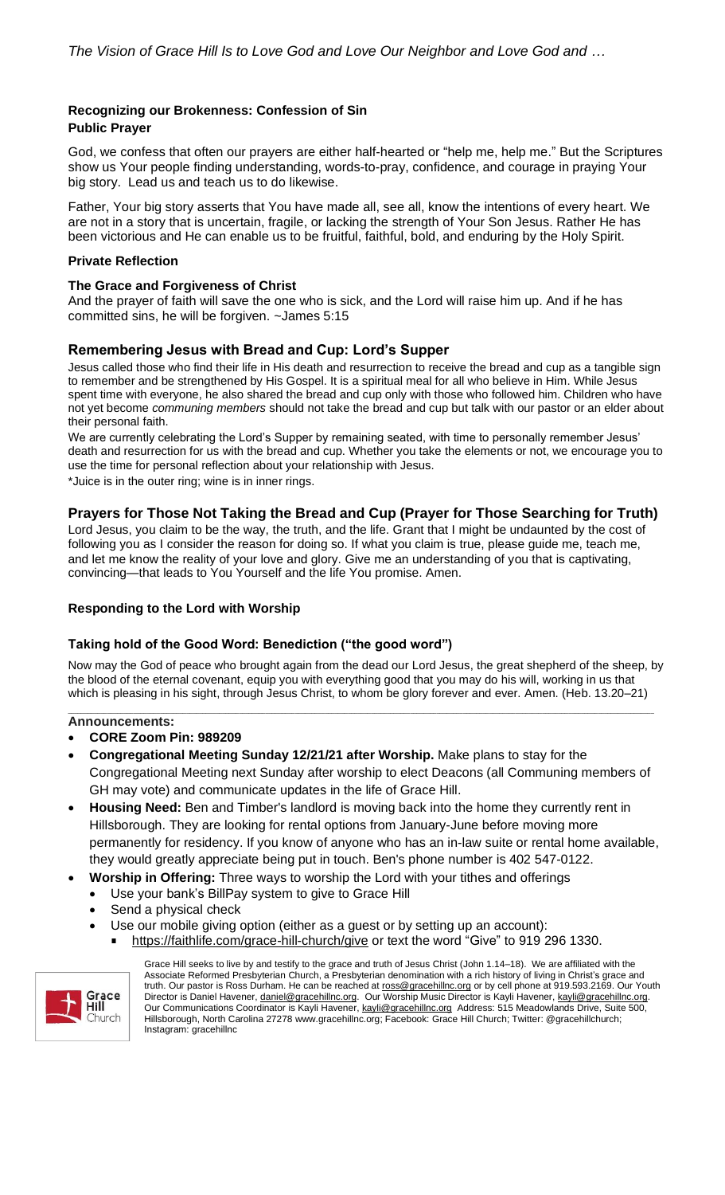*The Vision of Grace Hill Is to Love God and Love Our Neighbor and Love God and …*

**Recognizing our Brokenness: Confession of Sin**
**Public Prayer**

God, we confess that often our prayers are either half-hearted or "help me, help me." But the Scriptures show us Your people finding understanding, words-to-pray, confidence, and courage in praying Your big story. Lead us and teach us to do likewise.

Father, Your big story asserts that You have made all, see all, know the intentions of every heart. We are not in a story that is uncertain, fragile, or lacking the strength of Your Son Jesus. Rather He has been victorious and He can enable us to be fruitful, faithful, bold, and enduring by the Holy Spirit.

**Private Reflection**

**The Grace and Forgiveness of Christ**
And the prayer of faith will save the one who is sick, and the Lord will raise him up. And if he has committed sins, he will be forgiven. ~James 5:15

## Remembering Jesus with Bread and Cup: Lord's Supper

Jesus called those who find their life in His death and resurrection to receive the bread and cup as a tangible sign to remember and be strengthened by His Gospel. It is a spiritual meal for all who believe in Him. While Jesus spent time with everyone, he also shared the bread and cup only with those who followed him. Children who have not yet become *communing members* should not take the bread and cup but talk with our pastor or an elder about their personal faith.

We are currently celebrating the Lord's Supper by remaining seated, with time to personally remember Jesus' death and resurrection for us with the bread and cup. Whether you take the elements or not, we encourage you to use the time for personal reflection about your relationship with Jesus.

*Juice is in the outer ring; wine is in inner rings.

## Prayers for Those Not Taking the Bread and Cup (Prayer for Those Searching for Truth)

Lord Jesus, you claim to be the way, the truth, and the life. Grant that I might be undaunted by the cost of following you as I consider the reason for doing so. If what you claim is true, please guide me, teach me, and let me know the reality of your love and glory. Give me an understanding of you that is captivating, convincing—that leads to You Yourself and the life You promise. Amen.

**Responding to the Lord with Worship**

**Taking hold of the Good Word: Benediction ("the good word")**

Now may the God of peace who brought again from the dead our Lord Jesus, the great shepherd of the sheep, by the blood of the eternal covenant, equip you with everything good that you may do his will, working in us that which is pleasing in his sight, through Jesus Christ, to whom be glory forever and ever. Amen. (Heb. 13.20–21)

---

**Announcements:**

- **CORE Zoom Pin: 989209**
- **Congregational Meeting Sunday 12/21/21 after Worship.** Make plans to stay for the Congregational Meeting next Sunday after worship to elect Deacons (all Communing members of GH may vote) and communicate updates in the life of Grace Hill.
- **Housing Need:** Ben and Timber's landlord is moving back into the home they currently rent in Hillsborough. They are looking for rental options from January-June before moving more permanently for residency. If you know of anyone who has an in-law suite or rental home available, they would greatly appreciate being put in touch. Ben's phone number is 402 547-0122.
- **Worship in Offering:** Three ways to worship the Lord with your tithes and offerings
  - Use your bank's BillPay system to give to Grace Hill
  - Send a physical check
  - Use our mobile giving option (either as a guest or by setting up an account):
    - https://faithlife.com/grace-hill-church/give or text the word "Give" to 919 296 1330.

Grace Hill seeks to live by and testify to the grace and truth of Jesus Christ (John 1.14–18). We are affiliated with the Associate Reformed Presbyterian Church, a Presbyterian denomination with a rich history of living in Christ's grace and truth. Our pastor is Ross Durham. He can be reached at ross@gracehillnc.org or by cell phone at 919.593.2169. Our Youth Director is Daniel Havener, daniel@gracehillnc.org. Our Worship Music Director is Kayli Havener, kayli@gracehillnc.org. Our Communications Coordinator is Kayli Havener, kayli@gracehillnc.org Address: 515 Meadowlands Drive, Suite 500, Hillsborough, North Carolina 27278 www.gracehillnc.org; Facebook: Grace Hill Church; Twitter: @gracehillchurch; Instagram: gracehillnc